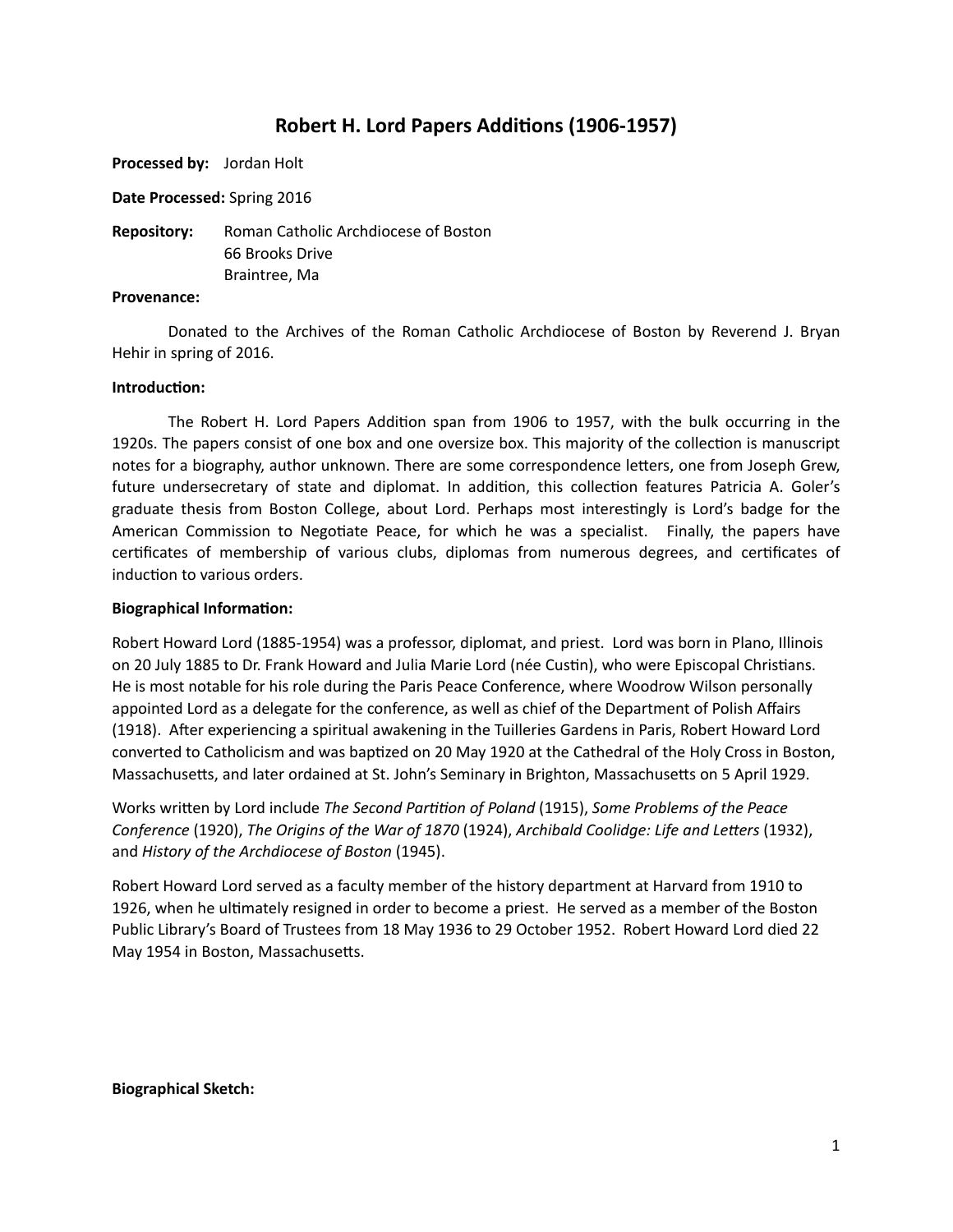# Robert H. Lord Papers Additions (1906-1957)

**Processed by:** Jordan Holt

**Date Processed:** Spring 2016

**Repository:** Roman Catholic Archdiocese of Boston
66 Brooks Drive
Braintree, Ma

**Provenance:**

Donated to the Archives of the Roman Catholic Archdiocese of Boston by Reverend J. Bryan Hehir in spring of 2016.

**Introduction:**

The Robert H. Lord Papers Addition span from 1906 to 1957, with the bulk occurring in the 1920s. The papers consist of one box and one oversize box. This majority of the collection is manuscript notes for a biography, author unknown. There are some correspondence letters, one from Joseph Grew, future undersecretary of state and diplomat. In addition, this collection features Patricia A. Goler's graduate thesis from Boston College, about Lord. Perhaps most interestingly is Lord's badge for the American Commission to Negotiate Peace, for which he was a specialist. Finally, the papers have certificates of membership of various clubs, diplomas from numerous degrees, and certificates of induction to various orders.

**Biographical Information:**

Robert Howard Lord (1885-1954) was a professor, diplomat, and priest. Lord was born in Plano, Illinois on 20 July 1885 to Dr. Frank Howard and Julia Marie Lord (née Custin), who were Episcopal Christians. He is most notable for his role during the Paris Peace Conference, where Woodrow Wilson personally appointed Lord as a delegate for the conference, as well as chief of the Department of Polish Affairs (1918). After experiencing a spiritual awakening in the Tuilleries Gardens in Paris, Robert Howard Lord converted to Catholicism and was baptized on 20 May 1920 at the Cathedral of the Holy Cross in Boston, Massachusetts, and later ordained at St. John's Seminary in Brighton, Massachusetts on 5 April 1929.

Works written by Lord include *The Second Partition of Poland* (1915), *Some Problems of the Peace Conference* (1920), *The Origins of the War of 1870* (1924), *Archibald Coolidge: Life and Letters* (1932), and *History of the Archdiocese of Boston* (1945).

Robert Howard Lord served as a faculty member of the history department at Harvard from 1910 to 1926, when he ultimately resigned in order to become a priest. He served as a member of the Boston Public Library's Board of Trustees from 18 May 1936 to 29 October 1952. Robert Howard Lord died 22 May 1954 in Boston, Massachusetts.

**Biographical Sketch:**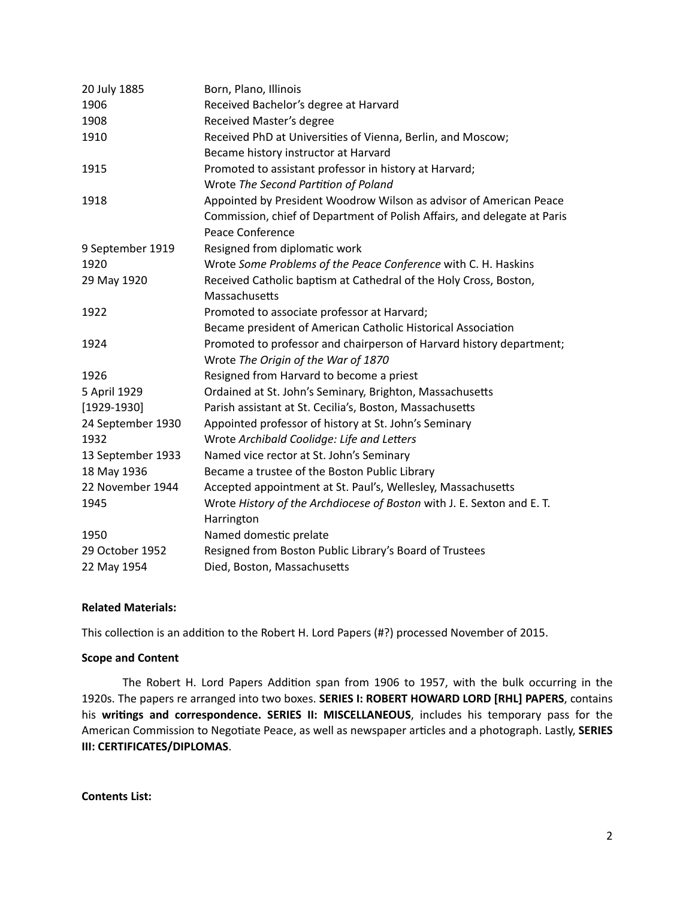| | |
|---|---|
| 20 July 1885 | Born, Plano, Illinois |
| 1906 | Received Bachelor's degree at Harvard |
| 1908 | Received Master's degree |
| 1910 | Received PhD at Universities of Vienna, Berlin, and Moscow; Became history instructor at Harvard |
| 1915 | Promoted to assistant professor in history at Harvard; Wrote *The Second Partition of Poland* |
| 1918 | Appointed by President Woodrow Wilson as advisor of American Peace Commission, chief of Department of Polish Affairs, and delegate at Paris Peace Conference |
| 9 September 1919 | Resigned from diplomatic work |
| 1920 | Wrote *Some Problems of the Peace Conference* with C. H. Haskins |
| 29 May 1920 | Received Catholic baptism at Cathedral of the Holy Cross, Boston, Massachusetts |
| 1922 | Promoted to associate professor at Harvard; Became president of American Catholic Historical Association |
| 1924 | Promoted to professor and chairperson of Harvard history department; Wrote *The Origin of the War of 1870* |
| 1926 | Resigned from Harvard to become a priest |
| 5 April 1929 | Ordained at St. John's Seminary, Brighton, Massachusetts |
| [1929-1930] | Parish assistant at St. Cecilia's, Boston, Massachusetts |
| 24 September 1930 | Appointed professor of history at St. John's Seminary |
| 1932 | Wrote *Archibald Coolidge: Life and Letters* |
| 13 September 1933 | Named vice rector at St. John's Seminary |
| 18 May 1936 | Became a trustee of the Boston Public Library |
| 22 November 1944 | Accepted appointment at St. Paul's, Wellesley, Massachusetts |
| 1945 | Wrote *History of the Archdiocese of Boston* with J. E. Sexton and E. T. Harrington |
| 1950 | Named domestic prelate |
| 29 October 1952 | Resigned from Boston Public Library's Board of Trustees |
| 22 May 1954 | Died, Boston, Massachusetts |

**Related Materials:**

This collection is an addition to the Robert H. Lord Papers (#?) processed November of 2015.

**Scope and Content**

The Robert H. Lord Papers Addition span from 1906 to 1957, with the bulk occurring in the 1920s. The papers re arranged into two boxes. **SERIES I: ROBERT HOWARD LORD [RHL] PAPERS**, contains his **writings and correspondence. SERIES II: MISCELLANEOUS**, includes his temporary pass for the American Commission to Negotiate Peace, as well as newspaper articles and a photograph. Lastly, **SERIES III: CERTIFICATES/DIPLOMAS**.

**Contents List:**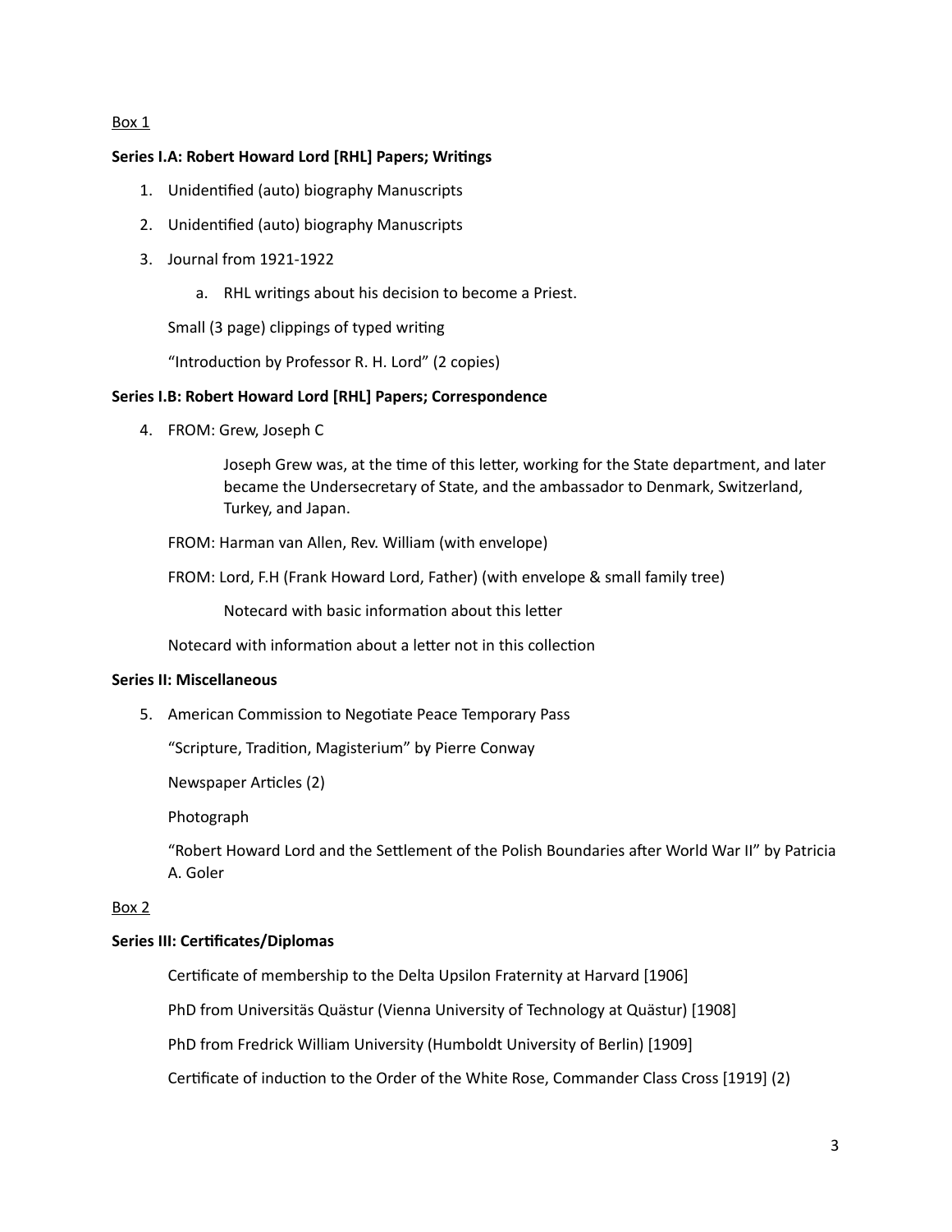Box 1

**Series I.A: Robert Howard Lord [RHL] Papers; Writings**

1. Unidentified (auto) biography Manuscripts
2. Unidentified (auto) biography Manuscripts
3. Journal from 1921-1922
    a. RHL writings about his decision to become a Priest.

    Small (3 page) clippings of typed writing

    "Introduction by Professor R. H. Lord" (2 copies)

**Series I.B: Robert Howard Lord [RHL] Papers; Correspondence**

4. FROM: Grew, Joseph C

        Joseph Grew was, at the time of this letter, working for the State department, and later became the Undersecretary of State, and the ambassador to Denmark, Switzerland, Turkey, and Japan.

    FROM: Harman van Allen, Rev. William (with envelope)

    FROM: Lord, F.H (Frank Howard Lord, Father) (with envelope & small family tree)

        Notecard with basic information about this letter

    Notecard with information about a letter not in this collection

**Series II: Miscellaneous**

5. American Commission to Negotiate Peace Temporary Pass

    "Scripture, Tradition, Magisterium" by Pierre Conway

    Newspaper Articles (2)

    Photograph

    "Robert Howard Lord and the Settlement of the Polish Boundaries after World War II" by Patricia A. Goler

Box 2

**Series III: Certificates/Diplomas**

Certificate of membership to the Delta Upsilon Fraternity at Harvard [1906]

PhD from Universitäs Quästur (Vienna University of Technology at Quästur) [1908]

PhD from Fredrick William University (Humboldt University of Berlin) [1909]

Certificate of induction to the Order of the White Rose, Commander Class Cross [1919] (2)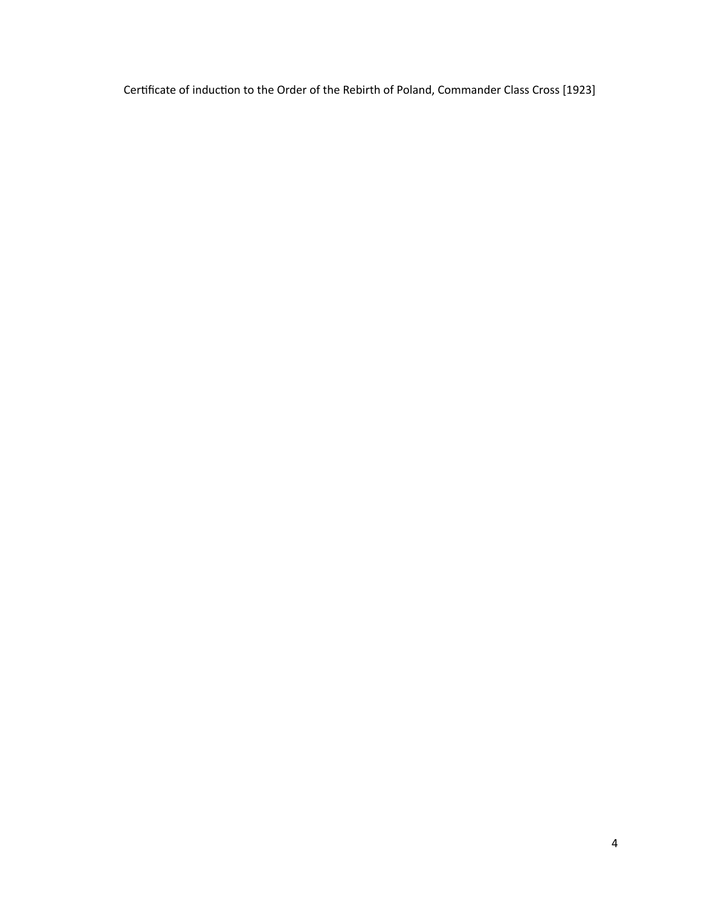Certificate of induction to the Order of the Rebirth of Poland, Commander Class Cross [1923]